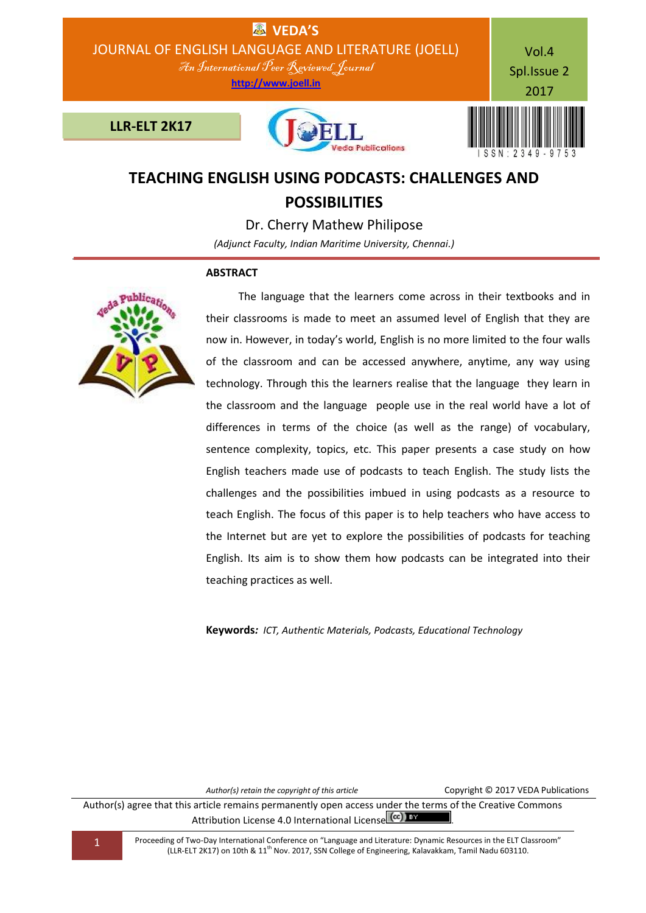# TEACHING ENGLISH USING PODCASTS: CHALLENGES AND POSSIBILITIES

Dr. Cherry Mathew Philipose

*(Adjunct Faculty, Indian Maritime University, Chennai.)*

## ABSTRACT

The language that the learners come across in their textbooks and in their classrooms is made to meet an assumed level of English that they are now in. However, in today's world, English is no more limited to the four walls of the classroom and can be accessed anywhere, anytime, any way using technology. Through this the learners realise that the language they learn in the classroom and the language people use in the real world have a lot of differences in terms of the choice (as well as the range) of vocabulary, sentence complexity, topics, etc. This paper presents a case study on how English teachers made use of podcasts to teach English. The study lists the challenges and the possibilities imbued in using podcasts as a resource to teach English. The focus of this paper is to help teachers who have access to the Internet but are yet to explore the possibilities of podcasts for teaching English. Its aim is to show them how podcasts can be integrated into their teaching practices as well.

**Keywords:** *ICT, Authentic Materials, Podcasts, Educational Technology*

*Author(s) retain the copyright of this article* Copyright © 2017 VEDA Publications

Author(s) agree that this article remains permanently open access under the terms of the Creative Commons Attribution License 4.0 International License.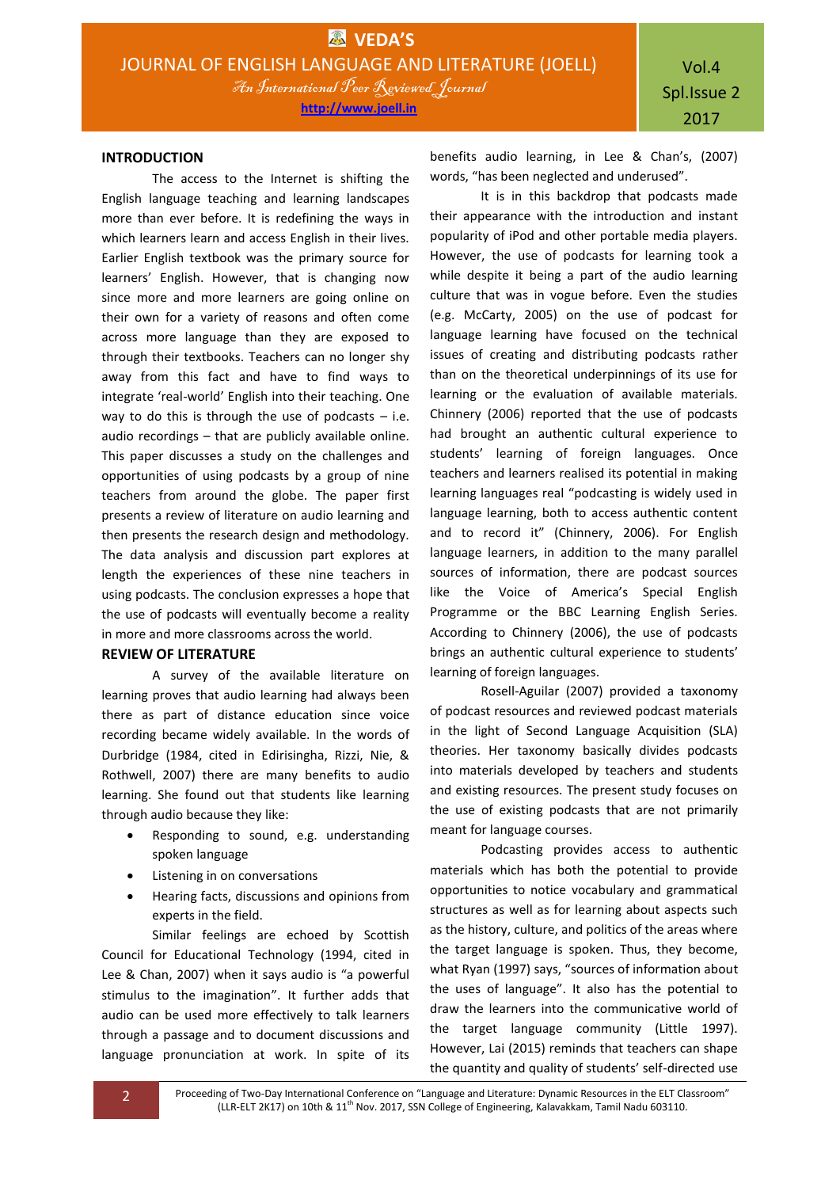## INTRODUCTION

The access to the Internet is shifting the English language teaching and learning landscapes more than ever before. It is redefining the ways in which learners learn and access English in their lives. Earlier English textbook was the primary source for learners' English. However, that is changing now since more and more learners are going online on their own for a variety of reasons and often come across more language than they are exposed to through their textbooks. Teachers can no longer shy away from this fact and have to find ways to integrate 'real-world' English into their teaching. One way to do this is through the use of podcasts – i.e. audio recordings – that are publicly available online. This paper discusses a study on the challenges and opportunities of using podcasts by a group of nine teachers from around the globe. The paper first presents a review of literature on audio learning and then presents the research design and methodology. The data analysis and discussion part explores at length the experiences of these nine teachers in using podcasts. The conclusion expresses a hope that the use of podcasts will eventually become a reality in more and more classrooms across the world.

## REVIEW OF LITERATURE

A survey of the available literature on learning proves that audio learning had always been there as part of distance education since voice recording became widely available. In the words of Durbridge (1984, cited in Edirisingha, Rizzi, Nie, & Rothwell, 2007) there are many benefits to audio learning. She found out that students like learning through audio because they like:

- Responding to sound, e.g. understanding spoken language
- Listening in on conversations
- Hearing facts, discussions and opinions from experts in the field.

Similar feelings are echoed by Scottish Council for Educational Technology (1994, cited in Lee & Chan, 2007) when it says audio is "a powerful stimulus to the imagination". It further adds that audio can be used more effectively to talk learners through a passage and to document discussions and language pronunciation at work. In spite of its benefits audio learning, in Lee & Chan's, (2007) words, "has been neglected and underused".

It is in this backdrop that podcasts made their appearance with the introduction and instant popularity of iPod and other portable media players. However, the use of podcasts for learning took a while despite it being a part of the audio learning culture that was in vogue before. Even the studies (e.g. McCarty, 2005) on the use of podcast for language learning have focused on the technical issues of creating and distributing podcasts rather than on the theoretical underpinnings of its use for learning or the evaluation of available materials. Chinnery (2006) reported that the use of podcasts had brought an authentic cultural experience to students' learning of foreign languages. Once teachers and learners realised its potential in making learning languages real "podcasting is widely used in language learning, both to access authentic content and to record it" (Chinnery, 2006). For English language learners, in addition to the many parallel sources of information, there are podcast sources like the Voice of America's Special English Programme or the BBC Learning English Series. According to Chinnery (2006), the use of podcasts brings an authentic cultural experience to students' learning of foreign languages.

Rosell-Aguilar (2007) provided a taxonomy of podcast resources and reviewed podcast materials in the light of Second Language Acquisition (SLA) theories. Her taxonomy basically divides podcasts into materials developed by teachers and students and existing resources. The present study focuses on the use of existing podcasts that are not primarily meant for language courses.

Podcasting provides access to authentic materials which has both the potential to provide opportunities to notice vocabulary and grammatical structures as well as for learning about aspects such as the history, culture, and politics of the areas where the target language is spoken. Thus, they become, what Ryan (1997) says, "sources of information about the uses of language". It also has the potential to draw the learners into the communicative world of the target language community (Little 1997). However, Lai (2015) reminds that teachers can shape the quantity and quality of students' self-directed use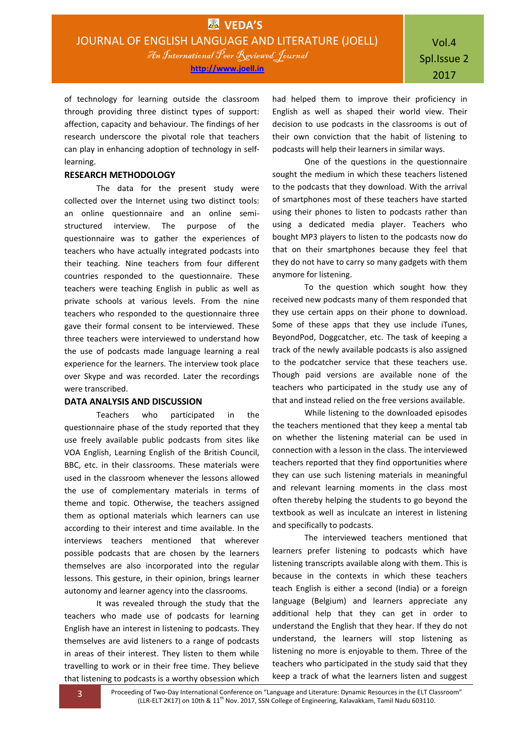of technology for learning outside the classroom through providing three distinct types of support: affection, capacity and behaviour. The findings of her research underscore the pivotal role that teachers can play in enhancing adoption of technology in self-learning.

## RESEARCH METHODOLOGY

The data for the present study were collected over the Internet using two distinct tools: an online questionnaire and an online semi-structured interview. The purpose of the questionnaire was to gather the experiences of teachers who have actually integrated podcasts into their teaching. Nine teachers from four different countries responded to the questionnaire. These teachers were teaching English in public as well as private schools at various levels. From the nine teachers who responded to the questionnaire three gave their formal consent to be interviewed. These three teachers were interviewed to understand how the use of podcasts made language learning a real experience for the learners. The interview took place over Skype and was recorded. Later the recordings were transcribed.

## DATA ANALYSIS AND DISCUSSION

Teachers who participated in the questionnaire phase of the study reported that they use freely available public podcasts from sites like VOA English, Learning English of the British Council, BBC, etc. in their classrooms. These materials were used in the classroom whenever the lessons allowed the use of complementary materials in terms of theme and topic. Otherwise, the teachers assigned them as optional materials which learners can use according to their interest and time available. In the interviews teachers mentioned that wherever possible podcasts that are chosen by the learners themselves are also incorporated into the regular lessons. This gesture, in their opinion, brings learner autonomy and learner agency into the classrooms.

It was revealed through the study that the teachers who made use of podcasts for learning English have an interest in listening to podcasts. They themselves are avid listeners to a range of podcasts in areas of their interest. They listen to them while travelling to work or in their free time. They believe that listening to podcasts is a worthy obsession which had helped them to improve their proficiency in English as well as shaped their world view. Their decision to use podcasts in the classrooms is out of their own conviction that the habit of listening to podcasts will help their learners in similar ways.

One of the questions in the questionnaire sought the medium in which these teachers listened to the podcasts that they download. With the arrival of smartphones most of these teachers have started using their phones to listen to podcasts rather than using a dedicated media player. Teachers who bought MP3 players to listen to the podcasts now do that on their smartphones because they feel that they do not have to carry so many gadgets with them anymore for listening.

To the question which sought how they received new podcasts many of them responded that they use certain apps on their phone to download. Some of these apps that they use include iTunes, BeyondPod, Doggcatcher, etc. The task of keeping a track of the newly available podcasts is also assigned to the podcatcher service that these teachers use. Though paid versions are available none of the teachers who participated in the study use any of that and instead relied on the free versions available.

While listening to the downloaded episodes the teachers mentioned that they keep a mental tab on whether the listening material can be used in connection with a lesson in the class. The interviewed teachers reported that they find opportunities where they can use such listening materials in meaningful and relevant learning moments in the class most often thereby helping the students to go beyond the textbook as well as inculcate an interest in listening and specifically to podcasts.

The interviewed teachers mentioned that learners prefer listening to podcasts which have listening transcripts available along with them. This is because in the contexts in which these teachers teach English is either a second (India) or a foreign language (Belgium) and learners appreciate any additional help that they can get in order to understand the English that they hear. If they do not understand, the learners will stop listening as listening no more is enjoyable to them. Three of the teachers who participated in the study said that they keep a track of what the learners listen and suggest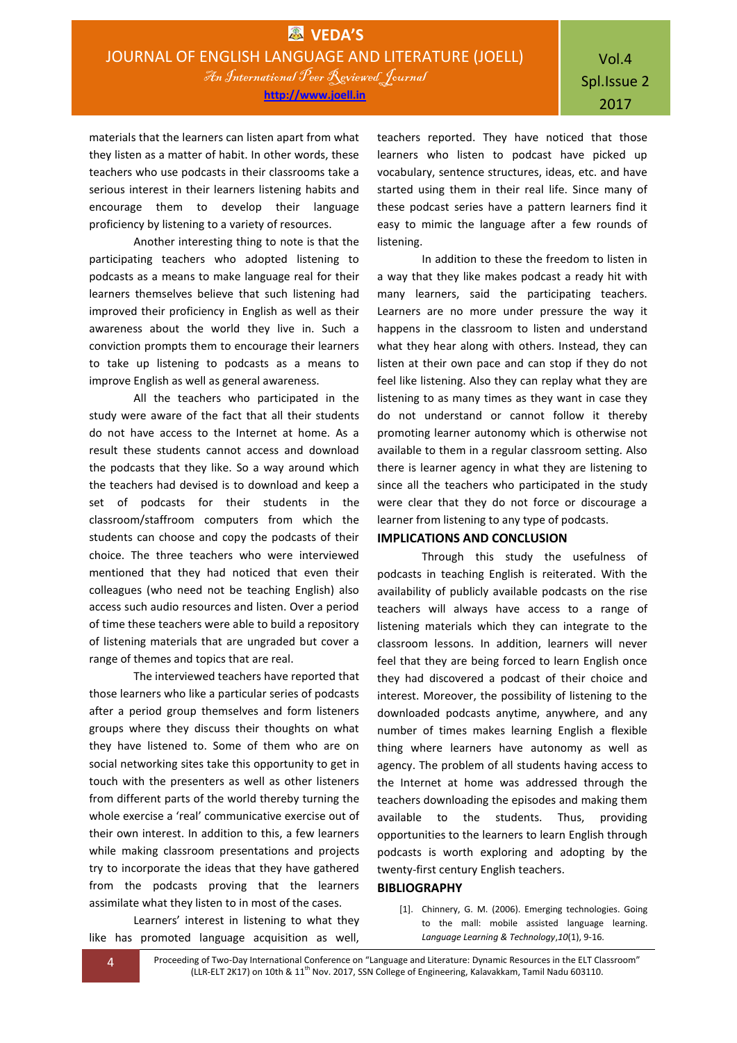materials that the learners can listen apart from what they listen as a matter of habit. In other words, these teachers who use podcasts in their classrooms take a serious interest in their learners listening habits and encourage them to develop their language proficiency by listening to a variety of resources.

Another interesting thing to note is that the participating teachers who adopted listening to podcasts as a means to make language real for their learners themselves believe that such listening had improved their proficiency in English as well as their awareness about the world they live in. Such a conviction prompts them to encourage their learners to take up listening to podcasts as a means to improve English as well as general awareness.

All the teachers who participated in the study were aware of the fact that all their students do not have access to the Internet at home. As a result these students cannot access and download the podcasts that they like. So a way around which the teachers had devised is to download and keep a set of podcasts for their students in the classroom/staffroom computers from which the students can choose and copy the podcasts of their choice. The three teachers who were interviewed mentioned that they had noticed that even their colleagues (who need not be teaching English) also access such audio resources and listen. Over a period of time these teachers were able to build a repository of listening materials that are ungraded but cover a range of themes and topics that are real.

The interviewed teachers have reported that those learners who like a particular series of podcasts after a period group themselves and form listeners groups where they discuss their thoughts on what they have listened to. Some of them who are on social networking sites take this opportunity to get in touch with the presenters as well as other listeners from different parts of the world thereby turning the whole exercise a 'real' communicative exercise out of their own interest. In addition to this, a few learners while making classroom presentations and projects try to incorporate the ideas that they have gathered from the podcasts proving that the learners assimilate what they listen to in most of the cases.

Learners' interest in listening to what they like has promoted language acquisition as well, teachers reported. They have noticed that those learners who listen to podcast have picked up vocabulary, sentence structures, ideas, etc. and have started using them in their real life. Since many of these podcast series have a pattern learners find it easy to mimic the language after a few rounds of listening.

In addition to these the freedom to listen in a way that they like makes podcast a ready hit with many learners, said the participating teachers. Learners are no more under pressure the way it happens in the classroom to listen and understand what they hear along with others. Instead, they can listen at their own pace and can stop if they do not feel like listening. Also they can replay what they are listening to as many times as they want in case they do not understand or cannot follow it thereby promoting learner autonomy which is otherwise not available to them in a regular classroom setting. Also there is learner agency in what they are listening to since all the teachers who participated in the study were clear that they do not force or discourage a learner from listening to any type of podcasts.

## IMPLICATIONS AND CONCLUSION

Through this study the usefulness of podcasts in teaching English is reiterated. With the availability of publicly available podcasts on the rise teachers will always have access to a range of listening materials which they can integrate to the classroom lessons. In addition, learners will never feel that they are being forced to learn English once they had discovered a podcast of their choice and interest. Moreover, the possibility of listening to the downloaded podcasts anytime, anywhere, and any number of times makes learning English a flexible thing where learners have autonomy as well as agency. The problem of all students having access to the Internet at home was addressed through the teachers downloading the episodes and making them available to the students. Thus, providing opportunities to the learners to learn English through podcasts is worth exploring and adopting by the twenty-first century English teachers.

## BIBLIOGRAPHY

[1]. Chinnery, G. M. (2006). Emerging technologies. Going to the mall: mobile assisted language learning. *Language Learning & Technology*, *10*(1), 9-16.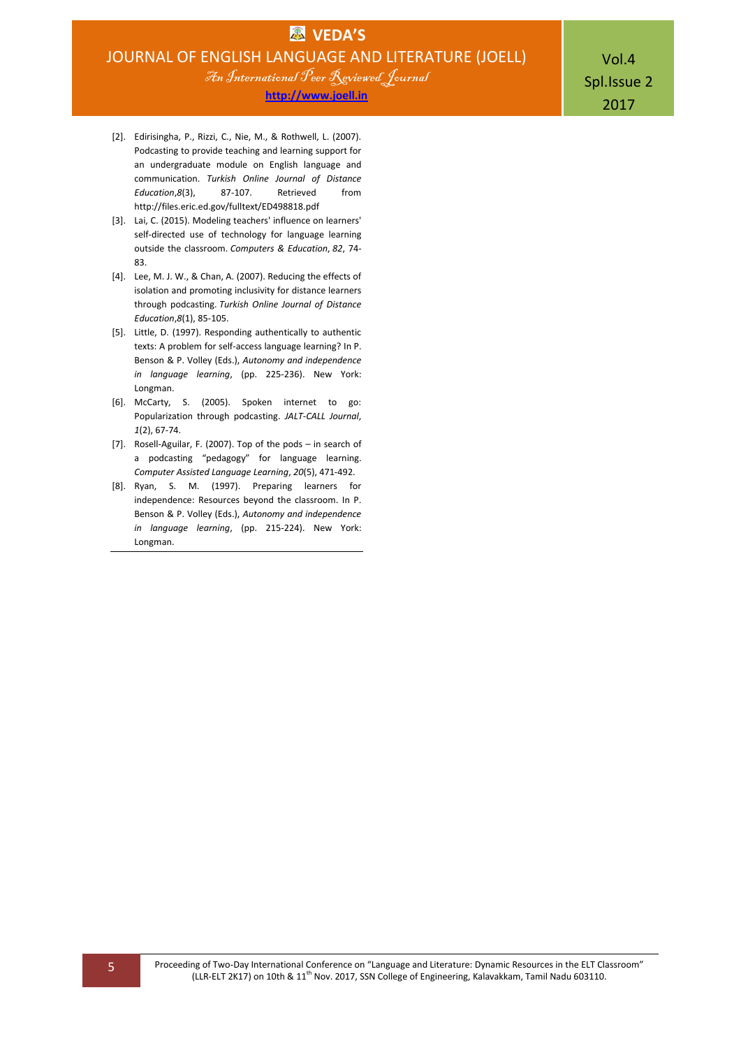[2]. Edirisingha, P., Rizzi, C., Nie, M., & Rothwell, L. (2007). Podcasting to provide teaching and learning support for an undergraduate module on English language and communication. *Turkish Online Journal of Distance Education*,*8*(3), 87-107. Retrieved from http://files.eric.ed.gov/fulltext/ED498818.pdf

[3]. Lai, C. (2015). Modeling teachers' influence on learners' self-directed use of technology for language learning outside the classroom. *Computers & Education*, *82*, 74-83.

[4]. Lee, M. J. W., & Chan, A. (2007). Reducing the effects of isolation and promoting inclusivity for distance learners through podcasting. *Turkish Online Journal of Distance Education*,*8*(1), 85-105.

[5]. Little, D. (1997). Responding authentically to authentic texts: A problem for self-access language learning? In P. Benson & P. Volley (Eds.), *Autonomy and independence in language learning*, (pp. 225-236). New York: Longman.

[6]. McCarty, S. (2005). Spoken internet to go: Popularization through podcasting. *JALT-CALL Journal*, *1*(2), 67-74.

[7]. Rosell-Aguilar, F. (2007). Top of the pods – in search of a podcasting "pedagogy" for language learning. *Computer Assisted Language Learning*, *20*(5), 471-492.

[8]. Ryan, S. M. (1997). Preparing learners for independence: Resources beyond the classroom. In P. Benson & P. Volley (Eds.), *Autonomy and independence in language learning*, (pp. 215-224). New York: Longman.